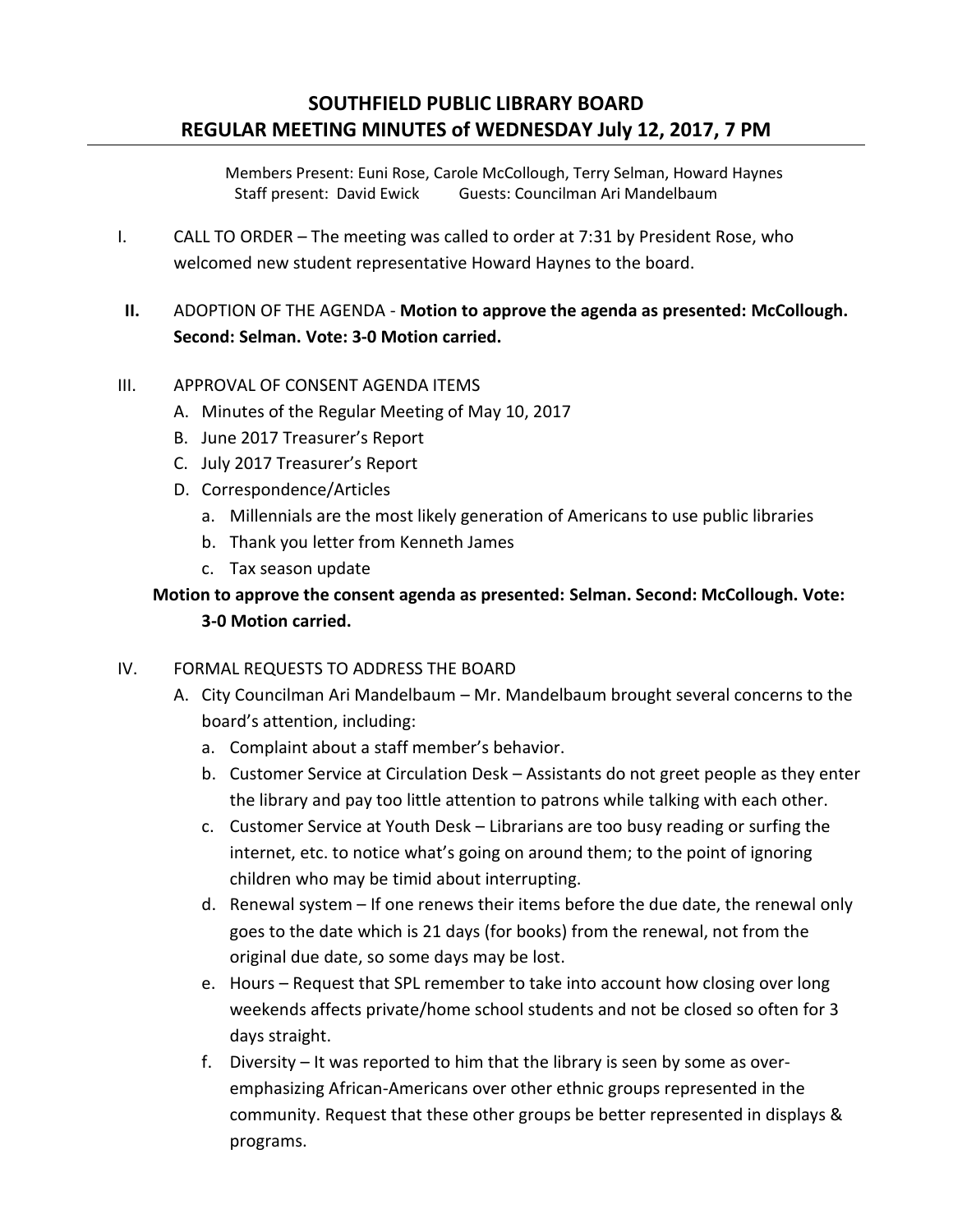# SOUTHFIELD PUBLIC LIBRARY BOARD
# REGULAR MEETING MINUTES of WEDNESDAY July 12, 2017, 7 PM

Members Present: Euni Rose, Carole McCollough, Terry Selman, Howard Haynes
Staff present: David Ewick  Guests: Councilman Ari Mandelbaum

I. CALL TO ORDER – The meeting was called to order at 7:31 by President Rose, who welcomed new student representative Howard Haynes to the board.

**II.** ADOPTION OF THE AGENDA - **Motion to approve the agenda as presented: McCollough. Second: Selman. Vote: 3-0 Motion carried.**

III. APPROVAL OF CONSENT AGENDA ITEMS

A. Minutes of the Regular Meeting of May 10, 2017
B. June 2017 Treasurer's Report
C. July 2017 Treasurer's Report
D. Correspondence/Articles
  a. Millennials are the most likely generation of Americans to use public libraries
  b. Thank you letter from Kenneth James
  c. Tax season update

**Motion to approve the consent agenda as presented: Selman. Second: McCollough. Vote: 3-0 Motion carried.**

IV. FORMAL REQUESTS TO ADDRESS THE BOARD

A. City Councilman Ari Mandelbaum – Mr. Mandelbaum brought several concerns to the board's attention, including:
  a. Complaint about a staff member's behavior.
  b. Customer Service at Circulation Desk – Assistants do not greet people as they enter the library and pay too little attention to patrons while talking with each other.
  c. Customer Service at Youth Desk – Librarians are too busy reading or surfing the internet, etc. to notice what's going on around them; to the point of ignoring children who may be timid about interrupting.
  d. Renewal system – If one renews their items before the due date, the renewal only goes to the date which is 21 days (for books) from the renewal, not from the original due date, so some days may be lost.
  e. Hours – Request that SPL remember to take into account how closing over long weekends affects private/home school students and not be closed so often for 3 days straight.
  f. Diversity – It was reported to him that the library is seen by some as over-emphasizing African-Americans over other ethnic groups represented in the community. Request that these other groups be better represented in displays & programs.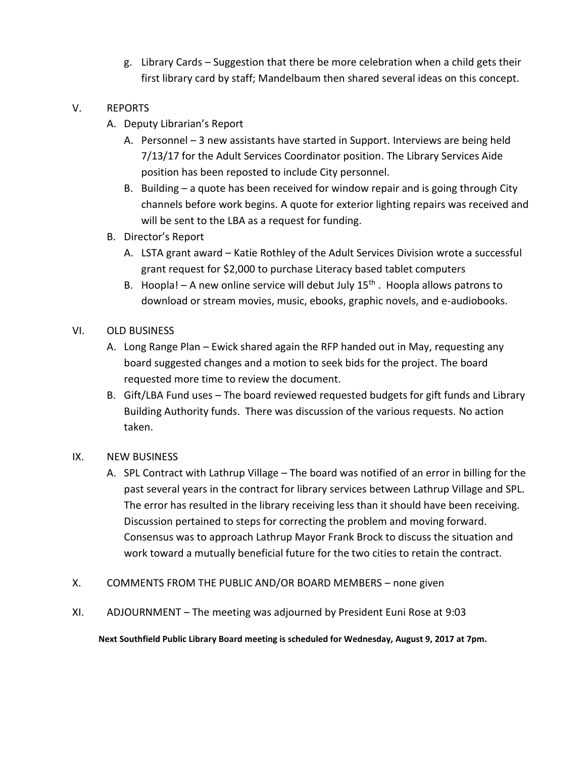g. Library Cards – Suggestion that there be more celebration when a child gets their first library card by staff; Mandelbaum then shared several ideas on this concept.

V. REPORTS

A. Deputy Librarian's Report

   A. Personnel – 3 new assistants have started in Support. Interviews are being held 7/13/17 for the Adult Services Coordinator position. The Library Services Aide position has been reposted to include City personnel.

   B. Building – a quote has been received for window repair and is going through City channels before work begins. A quote for exterior lighting repairs was received and will be sent to the LBA as a request for funding.

B. Director's Report

   A. LSTA grant award – Katie Rothley of the Adult Services Division wrote a successful grant request for $2,000 to purchase Literacy based tablet computers

   B. Hoopla! – A new online service will debut July 15th . Hoopla allows patrons to download or stream movies, music, ebooks, graphic novels, and e-audiobooks.

VI. OLD BUSINESS

A. Long Range Plan – Ewick shared again the RFP handed out in May, requesting any board suggested changes and a motion to seek bids for the project. The board requested more time to review the document.

B. Gift/LBA Fund uses – The board reviewed requested budgets for gift funds and Library Building Authority funds. There was discussion of the various requests. No action taken.

IX. NEW BUSINESS

A. SPL Contract with Lathrup Village – The board was notified of an error in billing for the past several years in the contract for library services between Lathrup Village and SPL. The error has resulted in the library receiving less than it should have been receiving. Discussion pertained to steps for correcting the problem and moving forward. Consensus was to approach Lathrup Mayor Frank Brock to discuss the situation and work toward a mutually beneficial future for the two cities to retain the contract.

X. COMMENTS FROM THE PUBLIC AND/OR BOARD MEMBERS – none given

XI. ADJOURNMENT – The meeting was adjourned by President Euni Rose at 9:03

**Next Southfield Public Library Board meeting is scheduled for Wednesday, August 9, 2017 at 7pm.**